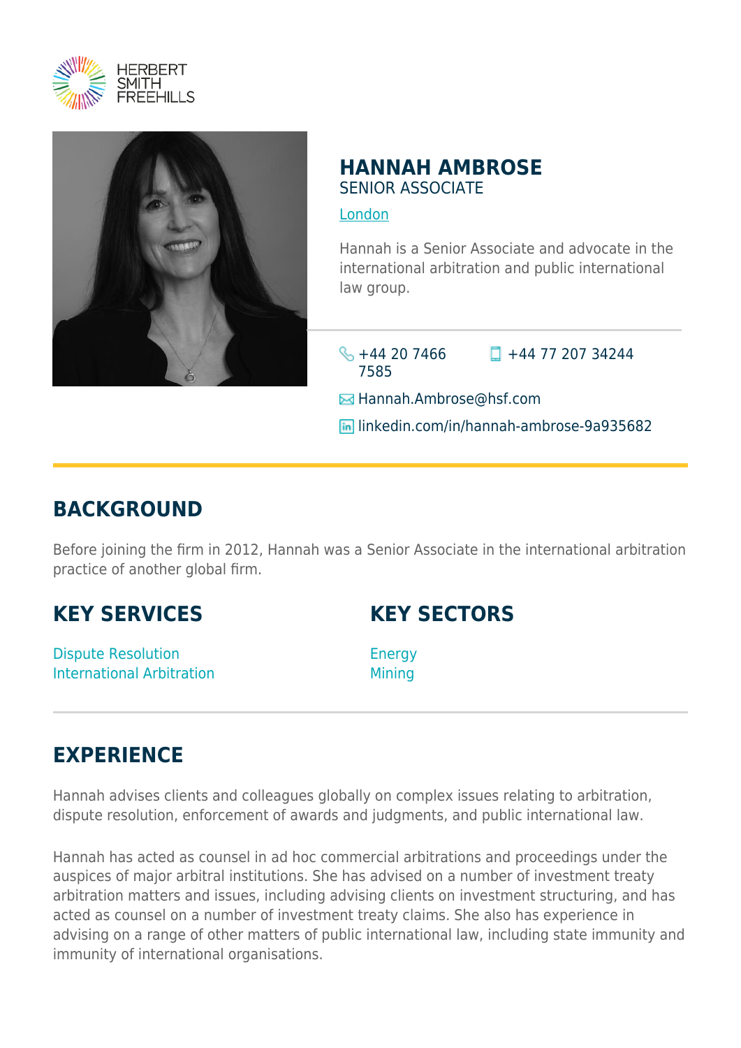HERBERT SMITH FREEHILLS

# HANNAH AMBROSE

SENIOR ASSOCIATE

London

Hannah is a Senior Associate and advocate in the international arbitration and public international law group.

+44 20 7466 7585

+44 77 207 34244

Hannah.Ambrose@hsf.com

linkedin.com/in/hannah-ambrose-9a935682

## BACKGROUND

Before joining the firm in 2012, Hannah was a Senior Associate in the international arbitration practice of another global firm.

## KEY SERVICES

Dispute Resolution
International Arbitration

## KEY SECTORS

Energy
Mining

## EXPERIENCE

Hannah advises clients and colleagues globally on complex issues relating to arbitration, dispute resolution, enforcement of awards and judgments, and public international law.

Hannah has acted as counsel in ad hoc commercial arbitrations and proceedings under the auspices of major arbitral institutions. She has advised on a number of investment treaty arbitration matters and issues, including advising clients on investment structuring, and has acted as counsel on a number of investment treaty claims. She also has experience in advising on a range of other matters of public international law, including state immunity and immunity of international organisations.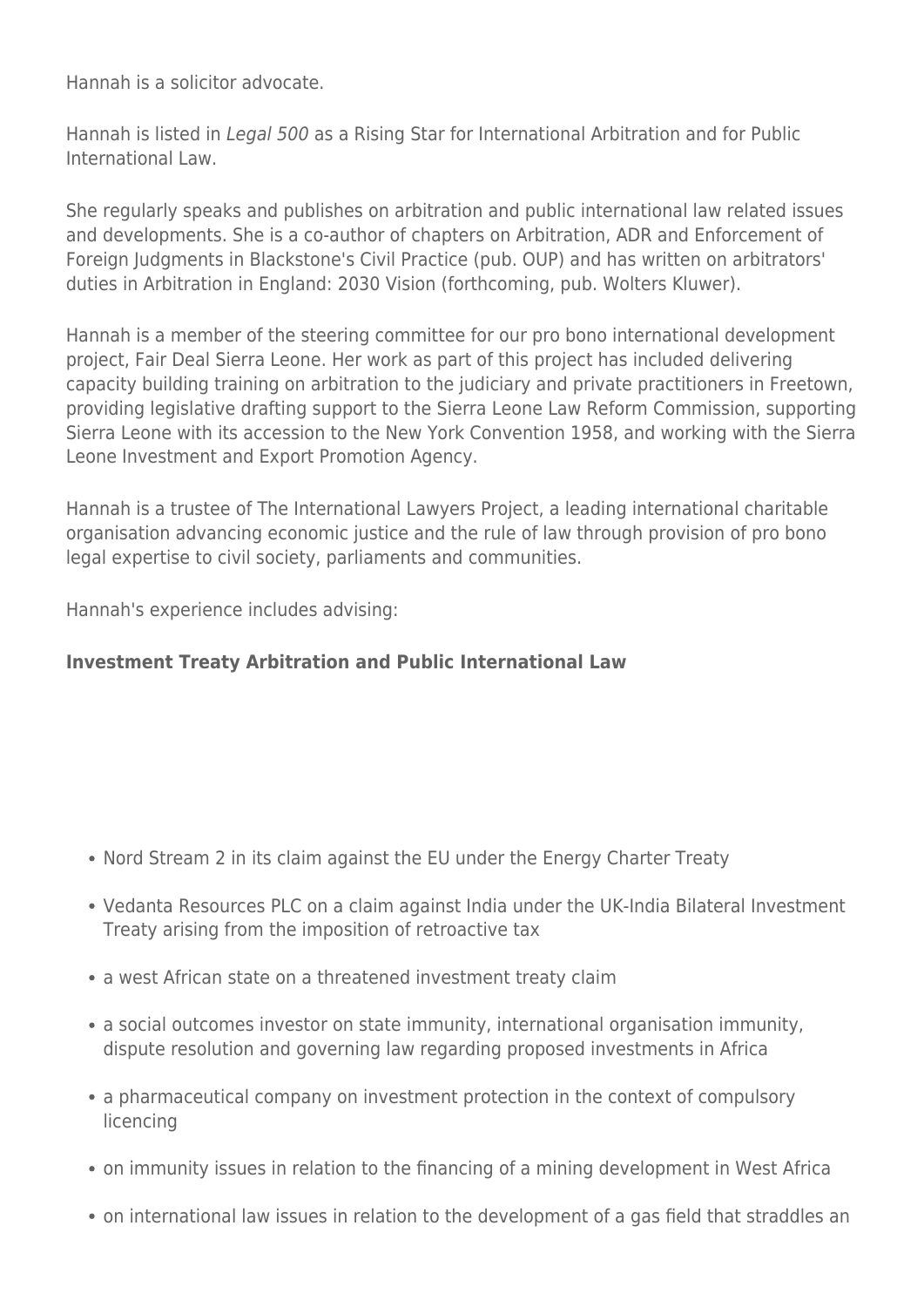Hannah is a solicitor advocate.

Hannah is listed in *Legal 500* as a Rising Star for International Arbitration and for Public International Law.

She regularly speaks and publishes on arbitration and public international law related issues and developments. She is a co-author of chapters on Arbitration, ADR and Enforcement of Foreign Judgments in Blackstone's Civil Practice (pub. OUP) and has written on arbitrators' duties in Arbitration in England: 2030 Vision (forthcoming, pub. Wolters Kluwer).

Hannah is a member of the steering committee for our pro bono international development project, Fair Deal Sierra Leone. Her work as part of this project has included delivering capacity building training on arbitration to the judiciary and private practitioners in Freetown, providing legislative drafting support to the Sierra Leone Law Reform Commission, supporting Sierra Leone with its accession to the New York Convention 1958, and working with the Sierra Leone Investment and Export Promotion Agency.

Hannah is a trustee of The International Lawyers Project, a leading international charitable organisation advancing economic justice and the rule of law through provision of pro bono legal expertise to civil society, parliaments and communities.

Hannah's experience includes advising:

**Investment Treaty Arbitration and Public International Law**

- Nord Stream 2 in its claim against the EU under the Energy Charter Treaty
- Vedanta Resources PLC on a claim against India under the UK-India Bilateral Investment Treaty arising from the imposition of retroactive tax
- a west African state on a threatened investment treaty claim
- a social outcomes investor on state immunity, international organisation immunity, dispute resolution and governing law regarding proposed investments in Africa
- a pharmaceutical company on investment protection in the context of compulsory licencing
- on immunity issues in relation to the financing of a mining development in West Africa
- on international law issues in relation to the development of a gas field that straddles an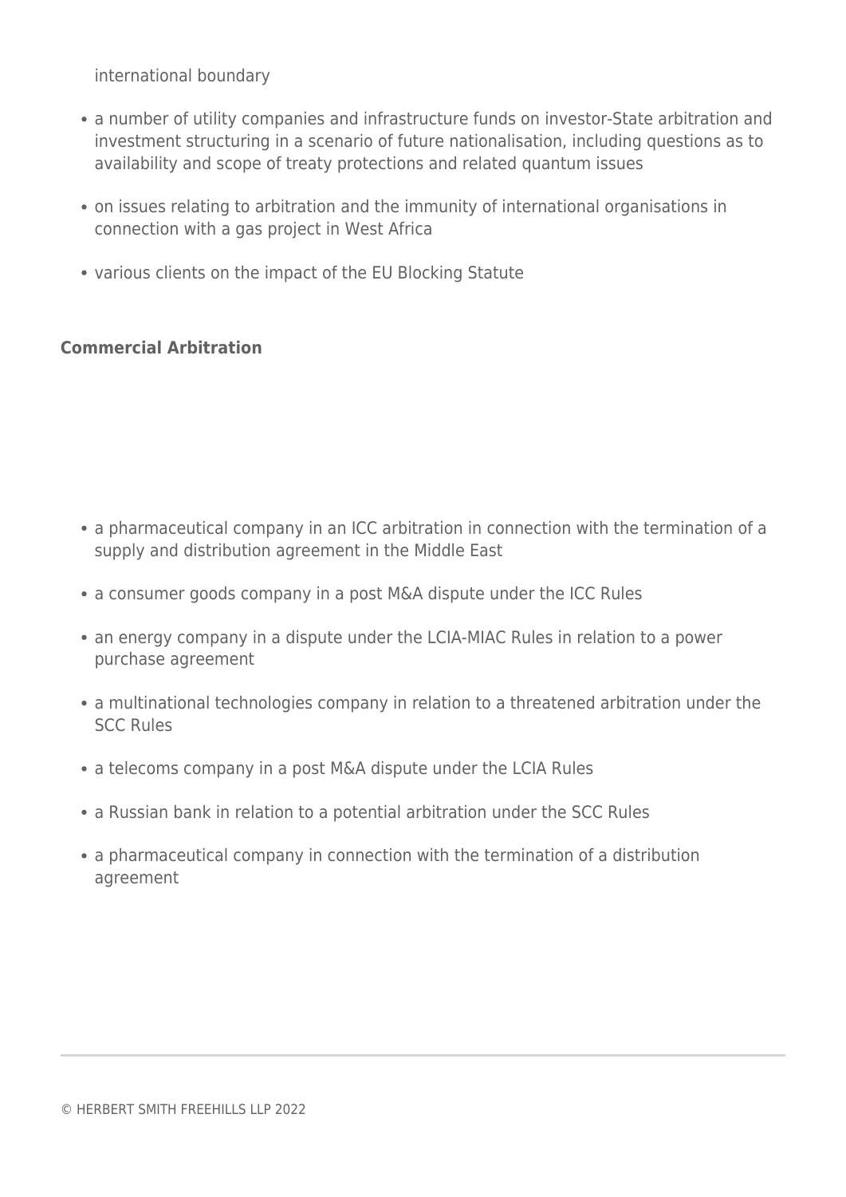international boundary

- a number of utility companies and infrastructure funds on investor-State arbitration and investment structuring in a scenario of future nationalisation, including questions as to availability and scope of treaty protections and related quantum issues
- on issues relating to arbitration and the immunity of international organisations in connection with a gas project in West Africa
- various clients on the impact of the EU Blocking Statute

**Commercial Arbitration**

- a pharmaceutical company in an ICC arbitration in connection with the termination of a supply and distribution agreement in the Middle East
- a consumer goods company in a post M&A dispute under the ICC Rules
- an energy company in a dispute under the LCIA-MIAC Rules in relation to a power purchase agreement
- a multinational technologies company in relation to a threatened arbitration under the SCC Rules
- a telecoms company in a post M&A dispute under the LCIA Rules
- a Russian bank in relation to a potential arbitration under the SCC Rules
- a pharmaceutical company in connection with the termination of a distribution agreement